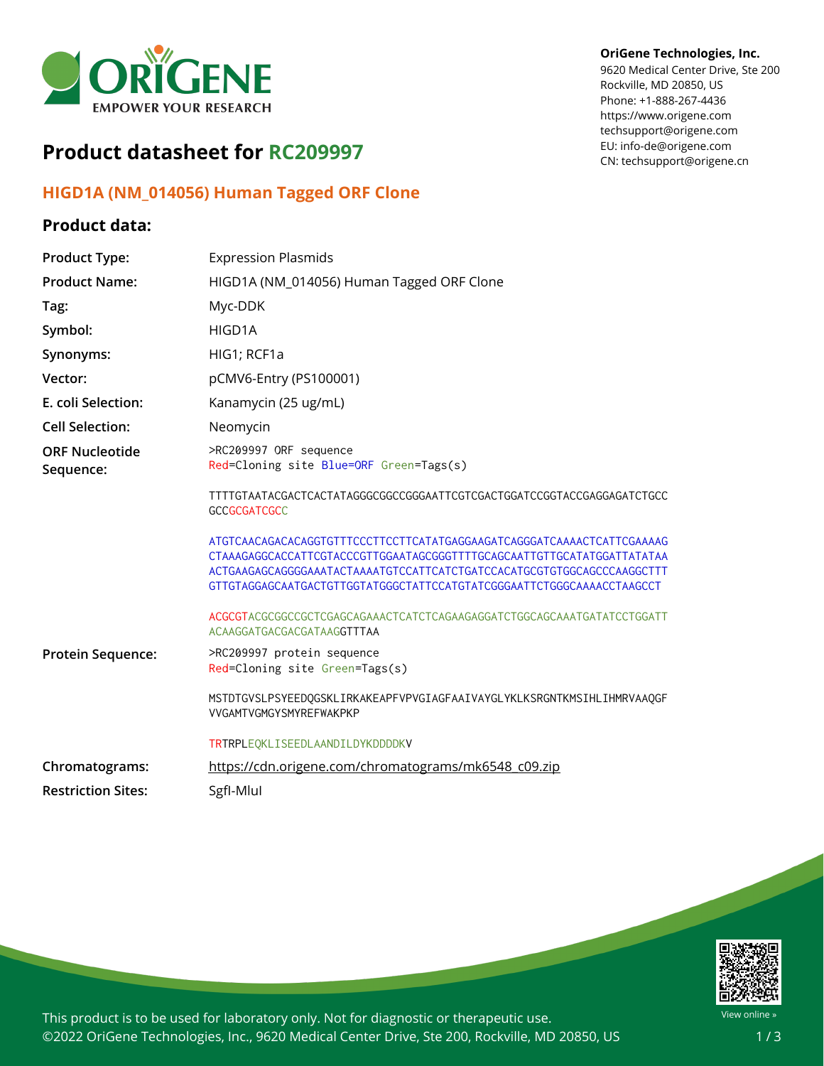OriGene Technologies, Inc.
9620 Medical Center Drive, Ste 200
Rockville, MD 20850, US
Phone: +1-888-267-4436
https://www.origene.com
techsupport@origene.com
EU: info-de@origene.com
CN: techsupport@origene.cn

# Product datasheet for RC209997

## HIGD1A (NM_014056) Human Tagged ORF Clone

### Product data:

| | |
|---|---|
| **Product Type:** | Expression Plasmids |
| **Product Name:** | HIGD1A (NM_014056) Human Tagged ORF Clone |
| **Tag:** | Myc-DDK |
| **Symbol:** | HIGD1A |
| **Synonyms:** | HIG1; RCF1a |
| **Vector:** | pCMV6-Entry (PS100001) |
| **E. coli Selection:** | Kanamycin (25 ug/mL) |
| **Cell Selection:** | Neomycin |

**ORF Nucleotide Sequence:**

```
>RC209997 ORF sequence
Red=Cloning site Blue=ORF Green=Tags(s)

TTTTGTAATACGACTCACTATAGGGCGGCCGGGAATTCGTCGACTGGATCCGGTACCGAGGAGATCTGCC
GCCGCGATCGCC

ATGTCAACAGACACAGGTGTTTCCCTTCCTTCATATGAGGAAGATCAGGGATCAAAACTCATTCGAAAAG
CTAAAGAGGCACCATTCGTACCCGTTGGAATAGCGGGTTTTGCAGCAATTGTTGCATATGGATTATATAA
ACTGAAGAGCAGGGGAAATACTAAAATGTCCATTCATCTGATCCACATGCGTGTGGCAGCCCAAGGCTTT
GTTGTAGGAGCAATGACTGTTGGTATGGGCTATTCCATGTATCGGGAATTCTGGGCAAAACCTAAGCCT

ACGCGTACGCGGCCGCTCGAGCAGAAACTCATCTCAGAAGAGGATCTGGCAGCAAATGATATCCTGGATT
ACAAGGATGACGACGATAAGGTTTAA
```

**Protein Sequence:**

```
>RC209997 protein sequence
Red=Cloning site Green=Tags(s)

MSTDTGVSLPSYEEDQGSKLIRKAKEAPFVPVGIAGFAAIVAYGLYKLKSRGNTKMSIHLIHMRVAAQGF
VVGAMTVGMGYSMYREFWAKPKP

TRTRPLEQKLISEEDLAANDILDYKDDDDKV
```

| | |
|---|---|
| **Chromatograms:** | https://cdn.origene.com/chromatograms/mk6548_c09.zip |
| **Restriction Sites:** | SgfI-MluI |

This product is to be used for laboratory only. Not for diagnostic or therapeutic use.
©2022 OriGene Technologies, Inc., 9620 Medical Center Drive, Ste 200, Rockville, MD 20850, US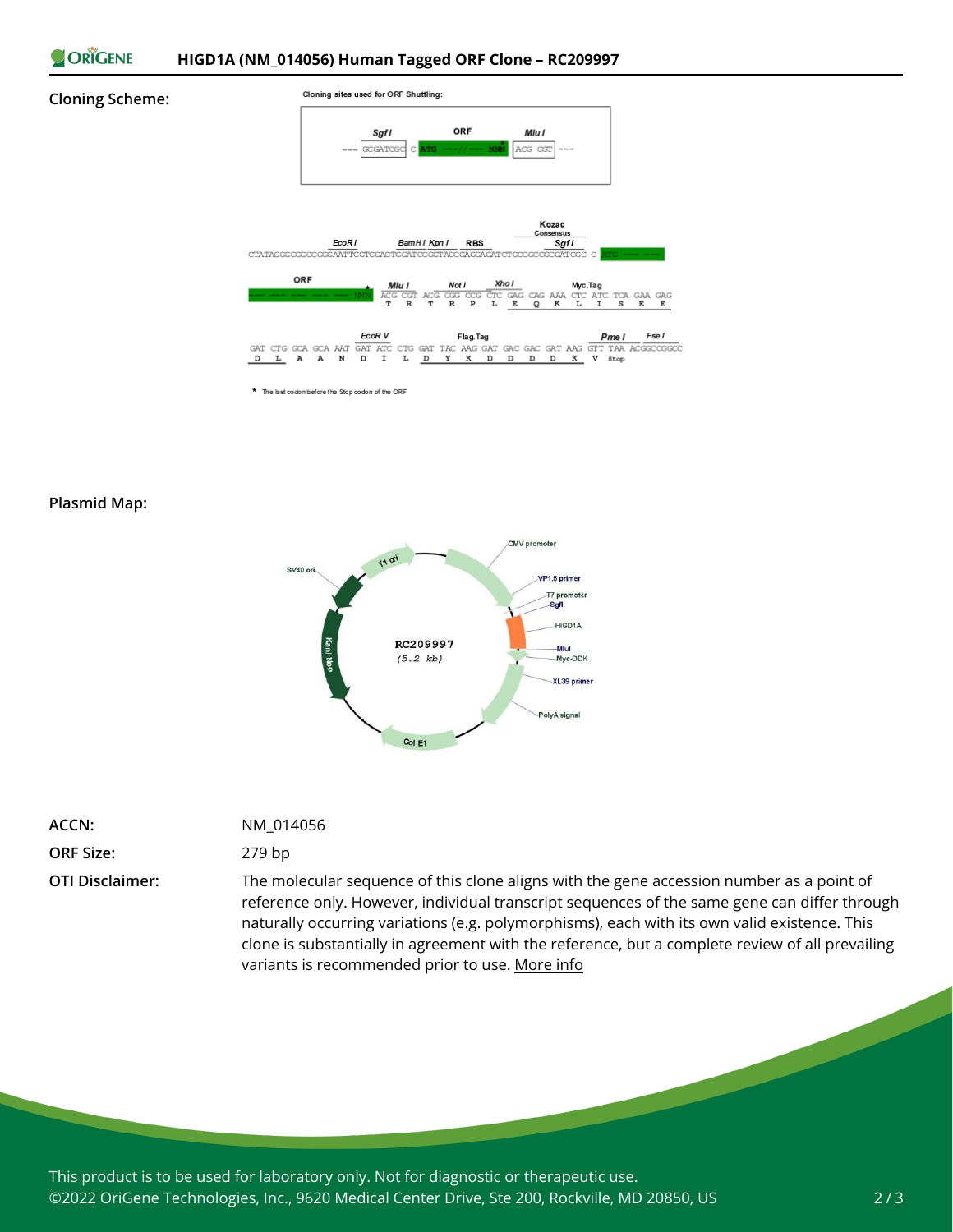**Cloning Scheme:**

Cloning sites used for ORF Shuttling:

```
        SgfI          ORF          MluI
--- GCGATCGC C ATG ---//--- NNN* ACG CGT ---
```

```
                    EcoRI              BamHI KpnI    RBS          Kozac Consensus
                                                                       SgfI
CTATAGGGCGGCCGGGAATTCGTCGACTGGATCCGGTACCGAGGAGATCTGCCGCCGCGATCGCC C ATG --- ---

ORF                       MluI        NotI        XhoI                Myc.Tag
--- --- --- --- --- NNN*  ACG CGT ACG CGG CCG CTC GAG CAG AAA CTC ATC TCA GAA GAG
                           T   R   T   R   P   L   E   Q   K   L   I   S   E   E

                        EcoRV               Flag.Tag                       PmeI     FseI
GAT CTG GCA GCA AAT GAT ATC CTG GAT TAC AAG GAT GAC GAC GAT AAG GTT TAA ACGGCCGGCC
 D   L   A   A   N   D   I   L   D   Y   K   D   D   D   D   K   V  stop
```

\* The last codon before the Stop codon of the ORF

**Plasmid Map:**

RC209997 (5.2 kb)

CMV promoter, VP1.5 primer, T7 promoter, SgfI, HIGD1A, MluI, Myc-DDK, XL39 primer, PolyA signal, Col E1, Kan/ Neo, SV40 ori, f1 ori

| | |
|---|---|
| **ACCN:** | NM_014056 |
| **ORF Size:** | 279 bp |
| **OTI Disclaimer:** | The molecular sequence of this clone aligns with the gene accession number as a point of reference only. However, individual transcript sequences of the same gene can differ through naturally occurring variations (e.g. polymorphisms), each with its own valid existence. This clone is substantially in agreement with the reference, but a complete review of all prevailing variants is recommended prior to use. More info |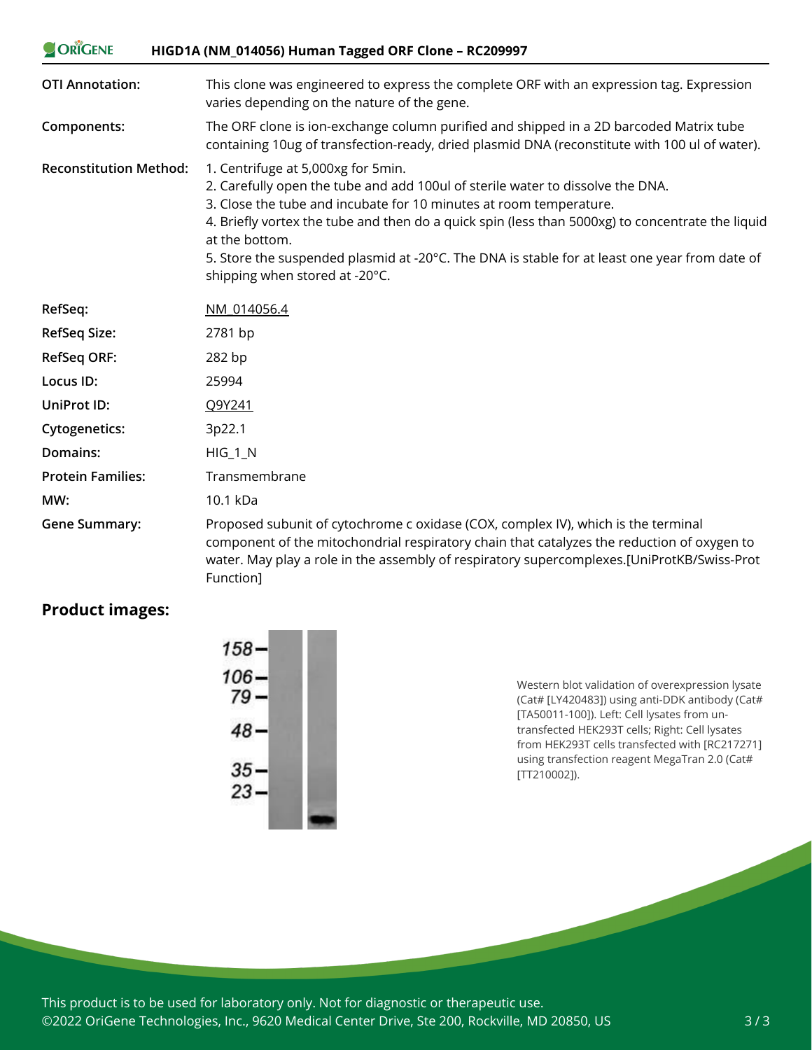**HIGD1A (NM_014056) Human Tagged ORF Clone – RC209997**

| | |
|---|---|
| **OTI Annotation:** | This clone was engineered to express the complete ORF with an expression tag. Expression varies depending on the nature of the gene. |
| **Components:** | The ORF clone is ion-exchange column purified and shipped in a 2D barcoded Matrix tube containing 10ug of transfection-ready, dried plasmid DNA (reconstitute with 100 ul of water). |
| **Reconstitution Method:** | 1. Centrifuge at 5,000xg for 5min.<br>2. Carefully open the tube and add 100ul of sterile water to dissolve the DNA.<br>3. Close the tube and incubate for 10 minutes at room temperature.<br>4. Briefly vortex the tube and then do a quick spin (less than 5000xg) to concentrate the liquid at the bottom.<br>5. Store the suspended plasmid at -20°C. The DNA is stable for at least one year from date of shipping when stored at -20°C. |
| **RefSeq:** | NM_014056.4 |
| **RefSeq Size:** | 2781 bp |
| **RefSeq ORF:** | 282 bp |
| **Locus ID:** | 25994 |
| **UniProt ID:** | Q9Y241 |
| **Cytogenetics:** | 3p22.1 |
| **Domains:** | HIG_1_N |
| **Protein Families:** | Transmembrane |
| **MW:** | 10.1 kDa |
| **Gene Summary:** | Proposed subunit of cytochrome c oxidase (COX, complex IV), which is the terminal component of the mitochondrial respiratory chain that catalyzes the reduction of oxygen to water. May play a role in the assembly of respiratory supercomplexes.[UniProtKB/Swiss-Prot Function] |

## Product images:

158
106
79
48
35
23

Western blot validation of overexpression lysate (Cat# [LY420483]) using anti-DDK antibody (Cat# [TA50011-100]). Left: Cell lysates from un-transfected HEK293T cells; Right: Cell lysates from HEK293T cells transfected with [RC217271] using transfection reagent MegaTran 2.0 (Cat# [TT210002]).

This product is to be used for laboratory only. Not for diagnostic or therapeutic use.
©2022 OriGene Technologies, Inc., 9620 Medical Center Drive, Ste 200, Rockville, MD 20850, US